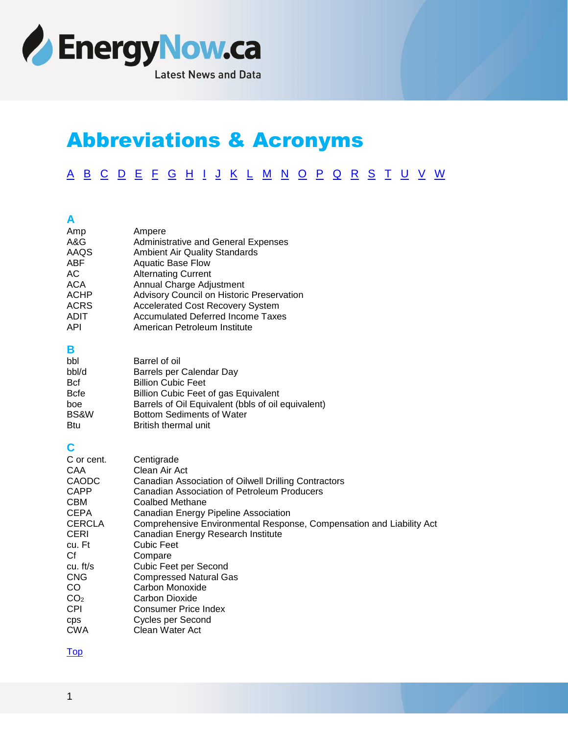EnergyNow.ca

Latest News and Data

# Abbreviations & Acronyms

A B C D E F G H I J K L M N O P Q R S T U V W

## A

| | |
|---|---|
| Amp | Ampere |
| A&G | Administrative and General Expenses |
| AAQS | Ambient Air Quality Standards |
| ABF | Aquatic Base Flow |
| AC | Alternating Current |
| ACA | Annual Charge Adjustment |
| ACHP | Advisory Council on Historic Preservation |
| ACRS | Accelerated Cost Recovery System |
| ADIT | Accumulated Deferred Income Taxes |
| API | American Petroleum Institute |

## B

| | |
|---|---|
| bbl | Barrel of oil |
| bbl/d | Barrels per Calendar Day |
| Bcf | Billion Cubic Feet |
| Bcfe | Billion Cubic Feet of gas Equivalent |
| boe | Barrels of Oil Equivalent (bbls of oil equivalent) |
| BS&W | Bottom Sediments of Water |
| Btu | British thermal unit |

## C

| | |
|---|---|
| C or cent. | Centigrade |
| CAA | Clean Air Act |
| CAODC | Canadian Association of Oilwell Drilling Contractors |
| CAPP | Canadian Association of Petroleum Producers |
| CBM | Coalbed Methane |
| CEPA | Canadian Energy Pipeline Association |
| CERCLA | Comprehensive Environmental Response, Compensation and Liability Act |
| CERI | Canadian Energy Research Institute |
| cu. Ft | Cubic Feet |
| Cf | Compare |
| cu. ft/s | Cubic Feet per Second |
| CNG | Compressed Natural Gas |
| CO | Carbon Monoxide |
| $CO_2$ | Carbon Dioxide |
| CPI | Consumer Price Index |
| cps | Cycles per Second |
| CWA | Clean Water Act |

Top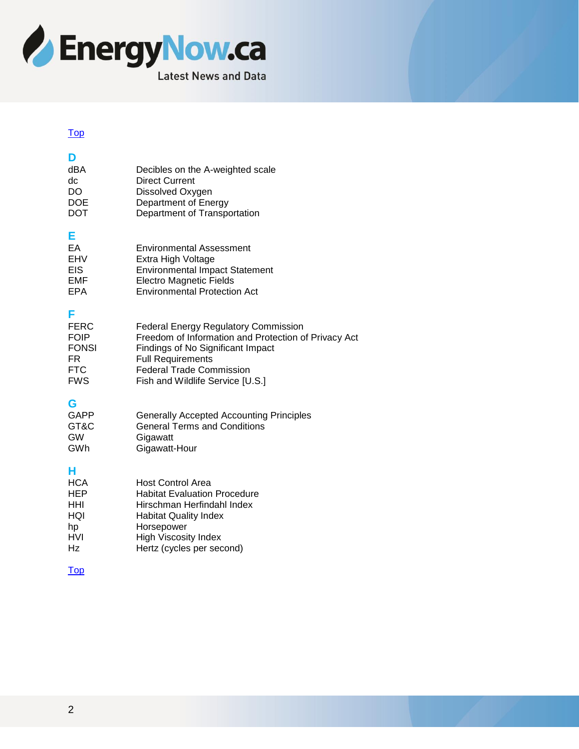[Top](#)

## D

| | |
|---|---|
| dBA | Decibles on the A-weighted scale |
| dc | Direct Current |
| DO | Dissolved Oxygen |
| DOE | Department of Energy |
| DOT | Department of Transportation |

## E

| | |
|---|---|
| EA | Environmental Assessment |
| EHV | Extra High Voltage |
| EIS | Environmental Impact Statement |
| EMF | Electro Magnetic Fields |
| EPA | Environmental Protection Act |

## F

| | |
|---|---|
| FERC | Federal Energy Regulatory Commission |
| FOIP | Freedom of Information and Protection of Privacy Act |
| FONSI | Findings of No Significant Impact |
| FR | Full Requirements |
| FTC | Federal Trade Commission |
| FWS | Fish and Wildlife Service [U.S.] |

## G

| | |
|---|---|
| GAPP | Generally Accepted Accounting Principles |
| GT&C | General Terms and Conditions |
| GW | Gigawatt |
| GWh | Gigawatt-Hour |

## H

| | |
|---|---|
| HCA | Host Control Area |
| HEP | Habitat Evaluation Procedure |
| HHI | Hirschman Herfindahl Index |
| HQI | Habitat Quality Index |
| hp | Horsepower |
| HVI | High Viscosity Index |
| Hz | Hertz (cycles per second) |

[Top](#)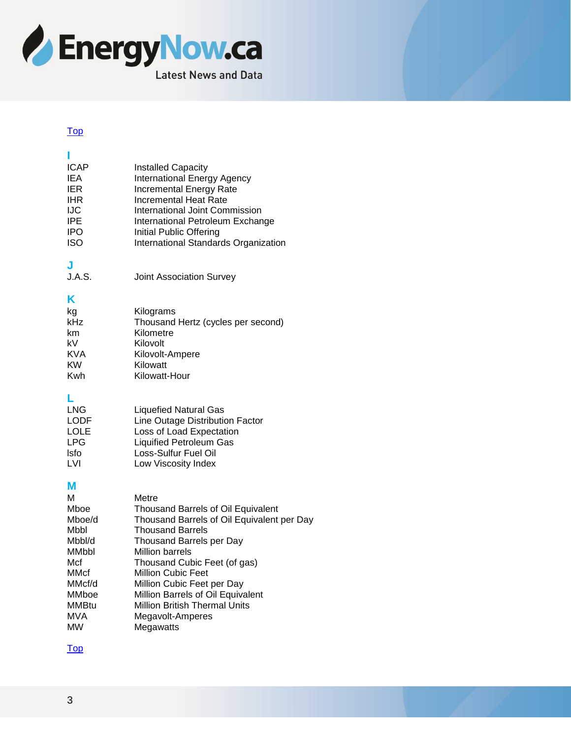[Top](#)

## I

| | |
|---|---|
| ICAP | Installed Capacity |
| IEA | International Energy Agency |
| IER | Incremental Energy Rate |
| IHR | Incremental Heat Rate |
| IJC | International Joint Commission |
| IPE | International Petroleum Exchange |
| IPO | Initial Public Offering |
| ISO | International Standards Organization |

## J

| | |
|---|---|
| J.A.S. | Joint Association Survey |

## K

| | |
|---|---|
| kg | Kilograms |
| kHz | Thousand Hertz (cycles per second) |
| km | Kilometre |
| kV | Kilovolt |
| KVA | Kilovolt-Ampere |
| KW | Kilowatt |
| Kwh | Kilowatt-Hour |

## L

| | |
|---|---|
| LNG | Liquefied Natural Gas |
| LODF | Line Outage Distribution Factor |
| LOLE | Loss of Load Expectation |
| LPG | Liquified Petroleum Gas |
| lsfo | Loss-Sulfur Fuel Oil |
| LVI | Low Viscosity Index |

## M

| | |
|---|---|
| M | Metre |
| Mboe | Thousand Barrels of Oil Equivalent |
| Mboe/d | Thousand Barrels of Oil Equivalent per Day |
| Mbbl | Thousand Barrels |
| Mbbl/d | Thousand Barrels per Day |
| MMbbl | Million barrels |
| Mcf | Thousand Cubic Feet (of gas) |
| MMcf | Million Cubic Feet |
| MMcf/d | Million Cubic Feet per Day |
| MMboe | Million Barrels of Oil Equivalent |
| MMBtu | Million British Thermal Units |
| MVA | Megavolt-Amperes |
| MW | Megawatts |

[Top](#)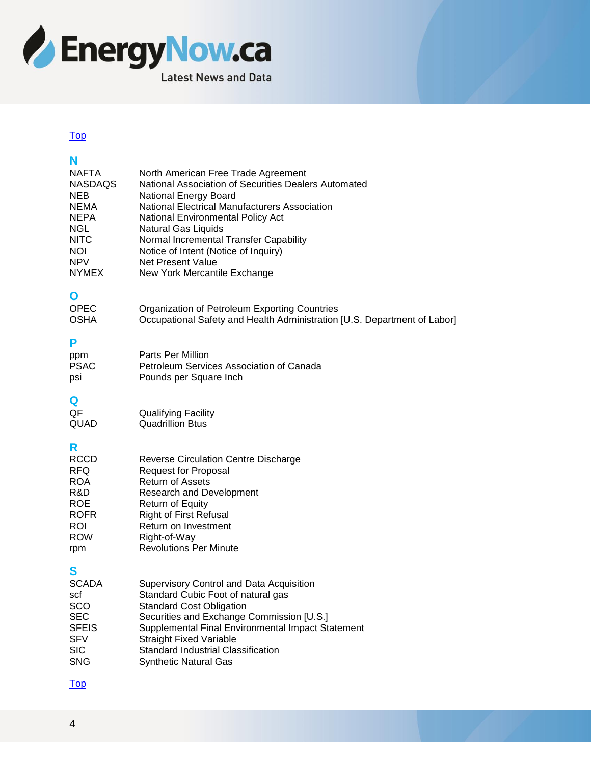Top

## N

| | |
|---|---|
| NAFTA | North American Free Trade Agreement |
| NASDAQS | National Association of Securities Dealers Automated |
| NEB | National Energy Board |
| NEMA | National Electrical Manufacturers Association |
| NEPA | National Environmental Policy Act |
| NGL | Natural Gas Liquids |
| NITC | Normal Incremental Transfer Capability |
| NOI | Notice of Intent (Notice of Inquiry) |
| NPV | Net Present Value |
| NYMEX | New York Mercantile Exchange |

## O

| | |
|---|---|
| OPEC | Organization of Petroleum Exporting Countries |
| OSHA | Occupational Safety and Health Administration [U.S. Department of Labor] |

## P

| | |
|---|---|
| ppm | Parts Per Million |
| PSAC | Petroleum Services Association of Canada |
| psi | Pounds per Square Inch |

## Q

| | |
|---|---|
| QF | Qualifying Facility |
| QUAD | Quadrillion Btus |

## R

| | |
|---|---|
| RCCD | Reverse Circulation Centre Discharge |
| RFQ | Request for Proposal |
| ROA | Return of Assets |
| R&D | Research and Development |
| ROE | Return of Equity |
| ROFR | Right of First Refusal |
| ROI | Return on Investment |
| ROW | Right-of-Way |
| rpm | Revolutions Per Minute |

## S

| | |
|---|---|
| SCADA | Supervisory Control and Data Acquisition |
| scf | Standard Cubic Foot of natural gas |
| SCO | Standard Cost Obligation |
| SEC | Securities and Exchange Commission [U.S.] |
| SFEIS | Supplemental Final Environmental Impact Statement |
| SFV | Straight Fixed Variable |
| SIC | Standard Industrial Classification |
| SNG | Synthetic Natural Gas |

Top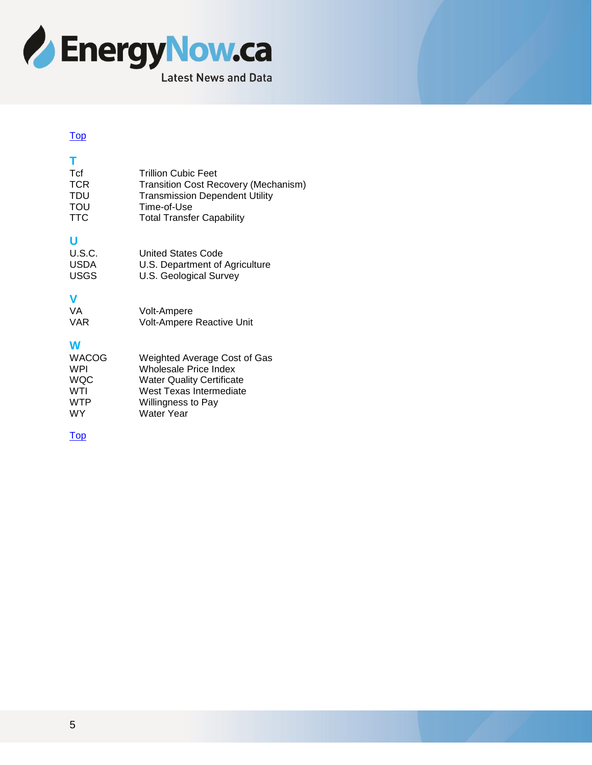Top

## T

| | |
|---|---|
| Tcf | Trillion Cubic Feet |
| TCR | Transition Cost Recovery (Mechanism) |
| TDU | Transmission Dependent Utility |
| TOU | Time-of-Use |
| TTC | Total Transfer Capability |

## U

| | |
|---|---|
| U.S.C. | United States Code |
| USDA | U.S. Department of Agriculture |
| USGS | U.S. Geological Survey |

## V

| | |
|---|---|
| VA | Volt-Ampere |
| VAR | Volt-Ampere Reactive Unit |

## W

| | |
|---|---|
| WACOG | Weighted Average Cost of Gas |
| WPI | Wholesale Price Index |
| WQC | Water Quality Certificate |
| WTI | West Texas Intermediate |
| WTP | Willingness to Pay |
| WY | Water Year |

Top